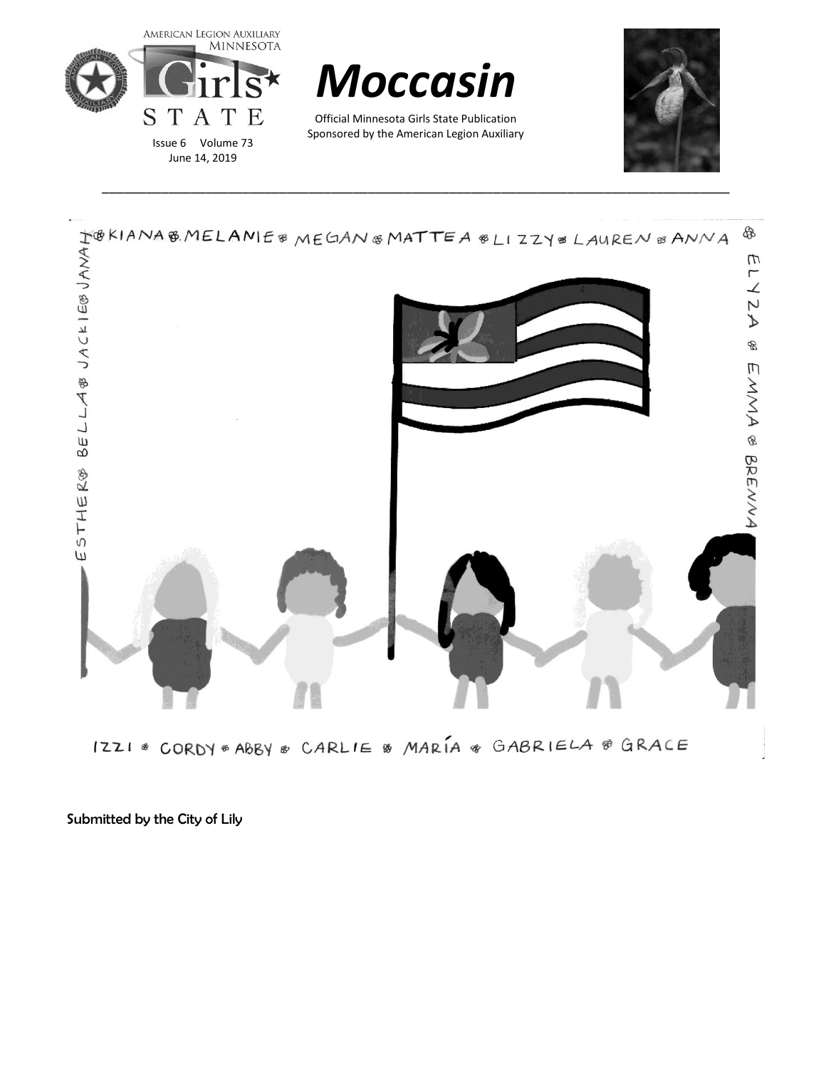AMERICAN LEGION AUXILIARY
MINNESOTA
Girls STATE

Issue 6 Volume 73
June 14, 2019

# Moccasin

Official Minnesota Girls State Publication
Sponsored by the American Legion Auxiliary

KIANA MELANIE MEGAN MATTEA LIZZY LAUREN ANNA

ELYZA EMMA BRENNA

ESTHER BELLA JACKIE JANAH

IZZI CORDY ABBY CARLIE MARÍA GABRIELA GRACE

Submitted by the City of Lily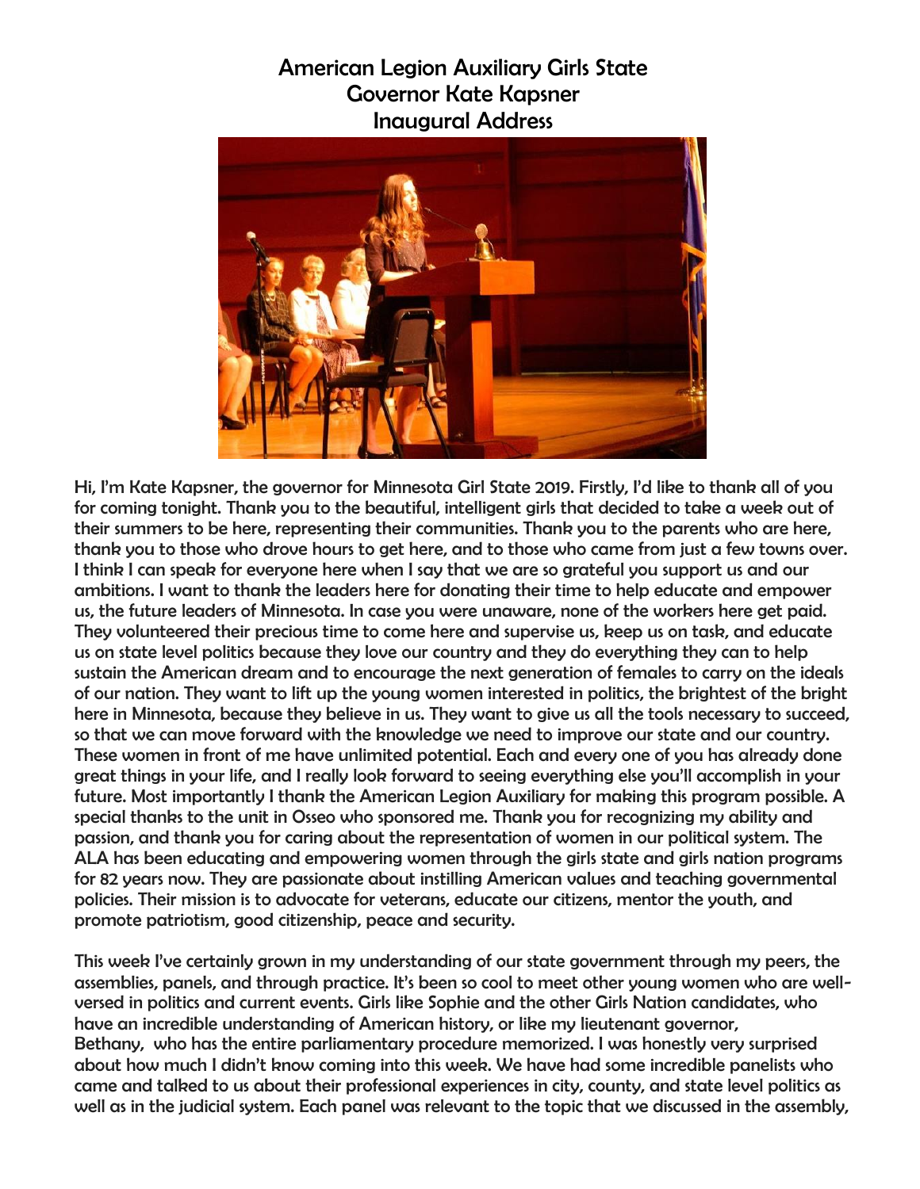# American Legion Auxiliary Girls State
# Governor Kate Kapsner
# Inaugural Address

Hi, I'm Kate Kapsner, the governor for Minnesota Girl State 2019. Firstly, I'd like to thank all of you for coming tonight. Thank you to the beautiful, intelligent girls that decided to take a week out of their summers to be here, representing their communities. Thank you to the parents who are here, thank you to those who drove hours to get here, and to those who came from just a few towns over. I think I can speak for everyone here when I say that we are so grateful you support us and our ambitions. I want to thank the leaders here for donating their time to help educate and empower us, the future leaders of Minnesota. In case you were unaware, none of the workers here get paid. They volunteered their precious time to come here and supervise us, keep us on task, and educate us on state level politics because they love our country and they do everything they can to help sustain the American dream and to encourage the next generation of females to carry on the ideals of our nation. They want to lift up the young women interested in politics, the brightest of the bright here in Minnesota, because they believe in us. They want to give us all the tools necessary to succeed, so that we can move forward with the knowledge we need to improve our state and our country. These women in front of me have unlimited potential. Each and every one of you has already done great things in your life, and I really look forward to seeing everything else you'll accomplish in your future. Most importantly I thank the American Legion Auxiliary for making this program possible. A special thanks to the unit in Osseo who sponsored me. Thank you for recognizing my ability and passion, and thank you for caring about the representation of women in our political system. The ALA has been educating and empowering women through the girls state and girls nation programs for 82 years now. They are passionate about instilling American values and teaching governmental policies. Their mission is to advocate for veterans, educate our citizens, mentor the youth, and promote patriotism, good citizenship, peace and security.

This week I've certainly grown in my understanding of our state government through my peers, the assemblies, panels, and through practice. It's been so cool to meet other young women who are well-versed in politics and current events. Girls like Sophie and the other Girls Nation candidates, who have an incredible understanding of American history, or like my lieutenant governor, Bethany, who has the entire parliamentary procedure memorized. I was honestly very surprised about how much I didn't know coming into this week. We have had some incredible panelists who came and talked to us about their professional experiences in city, county, and state level politics as well as in the judicial system. Each panel was relevant to the topic that we discussed in the assembly,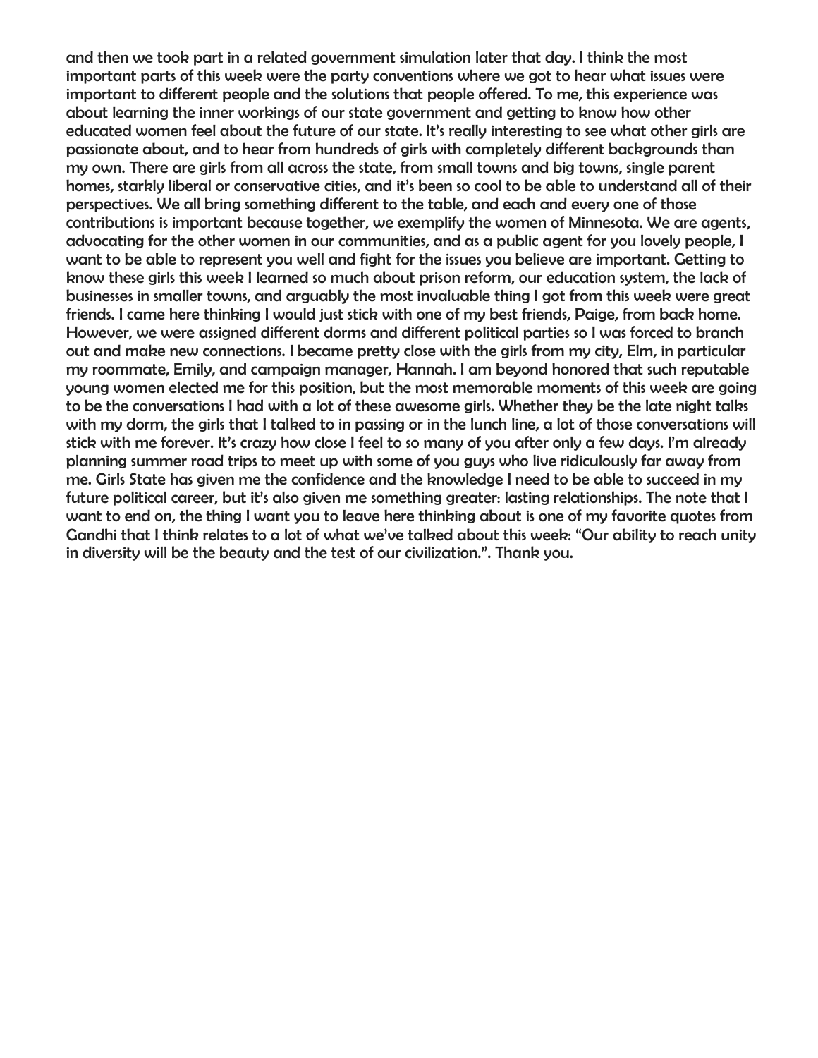and then we took part in a related government simulation later that day. I think the most important parts of this week were the party conventions where we got to hear what issues were important to different people and the solutions that people offered. To me, this experience was about learning the inner workings of our state government and getting to know how other educated women feel about the future of our state. It's really interesting to see what other girls are passionate about, and to hear from hundreds of girls with completely different backgrounds than my own. There are girls from all across the state, from small towns and big towns, single parent homes, starkly liberal or conservative cities, and it's been so cool to be able to understand all of their perspectives. We all bring something different to the table, and each and every one of those contributions is important because together, we exemplify the women of Minnesota. We are agents, advocating for the other women in our communities, and as a public agent for you lovely people, I want to be able to represent you well and fight for the issues you believe are important. Getting to know these girls this week I learned so much about prison reform, our education system, the lack of businesses in smaller towns, and arguably the most invaluable thing I got from this week were great friends. I came here thinking I would just stick with one of my best friends, Paige, from back home. However, we were assigned different dorms and different political parties so I was forced to branch out and make new connections. I became pretty close with the girls from my city, Elm, in particular my roommate, Emily, and campaign manager, Hannah. I am beyond honored that such reputable young women elected me for this position, but the most memorable moments of this week are going to be the conversations I had with a lot of these awesome girls. Whether they be the late night talks with my dorm, the girls that I talked to in passing or in the lunch line, a lot of those conversations will stick with me forever. It's crazy how close I feel to so many of you after only a few days. I'm already planning summer road trips to meet up with some of you guys who live ridiculously far away from me. Girls State has given me the confidence and the knowledge I need to be able to succeed in my future political career, but it's also given me something greater: lasting relationships. The note that I want to end on, the thing I want you to leave here thinking about is one of my favorite quotes from Gandhi that I think relates to a lot of what we've talked about this week: "Our ability to reach unity in diversity will be the beauty and the test of our civilization.". Thank you.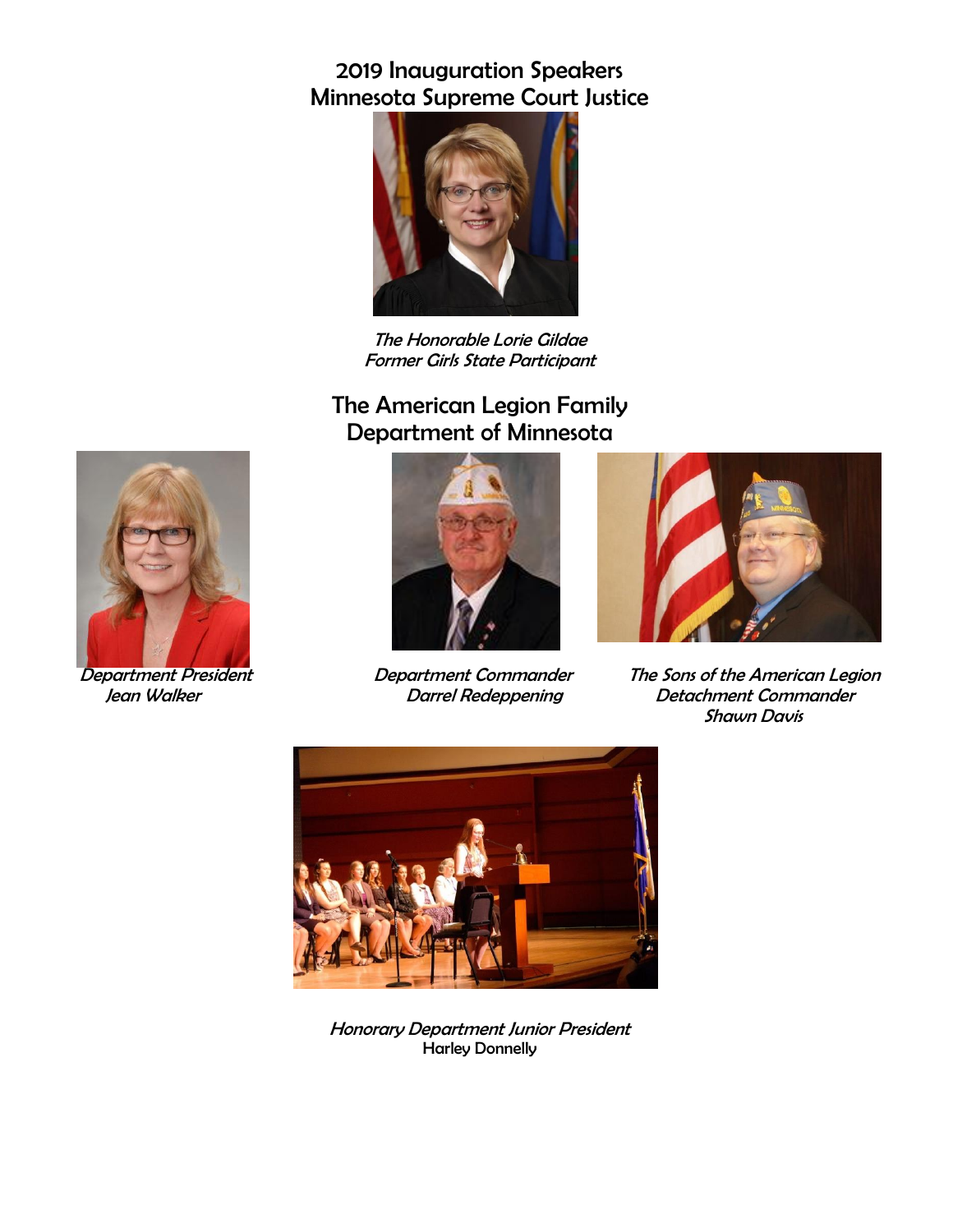## 2019 Inauguration Speakers
## Minnesota Supreme Court Justice

*The Honorable Lorie Gildae*
*Former Girls State Participant*

## The American Legion Family
## Department of Minnesota

*Department President*
*Jean Walker*

*Department Commander*
*Darrel Redeppening*

*The Sons of the American Legion*
*Detachment Commander*
*Shawn Davis*

*Honorary Department Junior President*
Harley Donnelly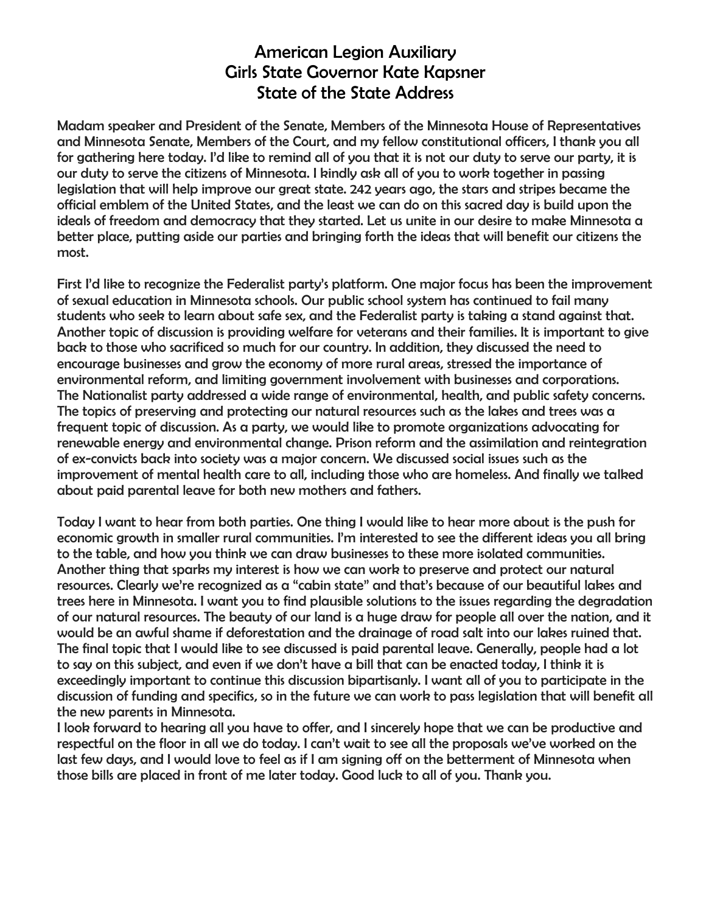# American Legion Auxiliary
# Girls State Governor Kate Kapsner
# State of the State Address

Madam speaker and President of the Senate, Members of the Minnesota House of Representatives and Minnesota Senate, Members of the Court, and my fellow constitutional officers, I thank you all for gathering here today. I'd like to remind all of you that it is not our duty to serve our party, it is our duty to serve the citizens of Minnesota. I kindly ask all of you to work together in passing legislation that will help improve our great state. 242 years ago, the stars and stripes became the official emblem of the United States, and the least we can do on this sacred day is build upon the ideals of freedom and democracy that they started. Let us unite in our desire to make Minnesota a better place, putting aside our parties and bringing forth the ideas that will benefit our citizens the most.

First I'd like to recognize the Federalist party's platform. One major focus has been the improvement of sexual education in Minnesota schools. Our public school system has continued to fail many students who seek to learn about safe sex, and the Federalist party is taking a stand against that. Another topic of discussion is providing welfare for veterans and their families. It is important to give back to those who sacrificed so much for our country. In addition, they discussed the need to encourage businesses and grow the economy of more rural areas, stressed the importance of environmental reform, and limiting government involvement with businesses and corporations. The Nationalist party addressed a wide range of environmental, health, and public safety concerns. The topics of preserving and protecting our natural resources such as the lakes and trees was a frequent topic of discussion. As a party, we would like to promote organizations advocating for renewable energy and environmental change. Prison reform and the assimilation and reintegration of ex-convicts back into society was a major concern. We discussed social issues such as the improvement of mental health care to all, including those who are homeless. And finally we talked about paid parental leave for both new mothers and fathers.

Today I want to hear from both parties. One thing I would like to hear more about is the push for economic growth in smaller rural communities. I'm interested to see the different ideas you all bring to the table, and how you think we can draw businesses to these more isolated communities. Another thing that sparks my interest is how we can work to preserve and protect our natural resources. Clearly we're recognized as a "cabin state" and that's because of our beautiful lakes and trees here in Minnesota. I want you to find plausible solutions to the issues regarding the degradation of our natural resources. The beauty of our land is a huge draw for people all over the nation, and it would be an awful shame if deforestation and the drainage of road salt into our lakes ruined that. The final topic that I would like to see discussed is paid parental leave. Generally, people had a lot to say on this subject, and even if we don't have a bill that can be enacted today, I think it is exceedingly important to continue this discussion bipartisanly. I want all of you to participate in the discussion of funding and specifics, so in the future we can work to pass legislation that will benefit all the new parents in Minnesota.

I look forward to hearing all you have to offer, and I sincerely hope that we can be productive and respectful on the floor in all we do today. I can't wait to see all the proposals we've worked on the last few days, and I would love to feel as if I am signing off on the betterment of Minnesota when those bills are placed in front of me later today. Good luck to all of you. Thank you.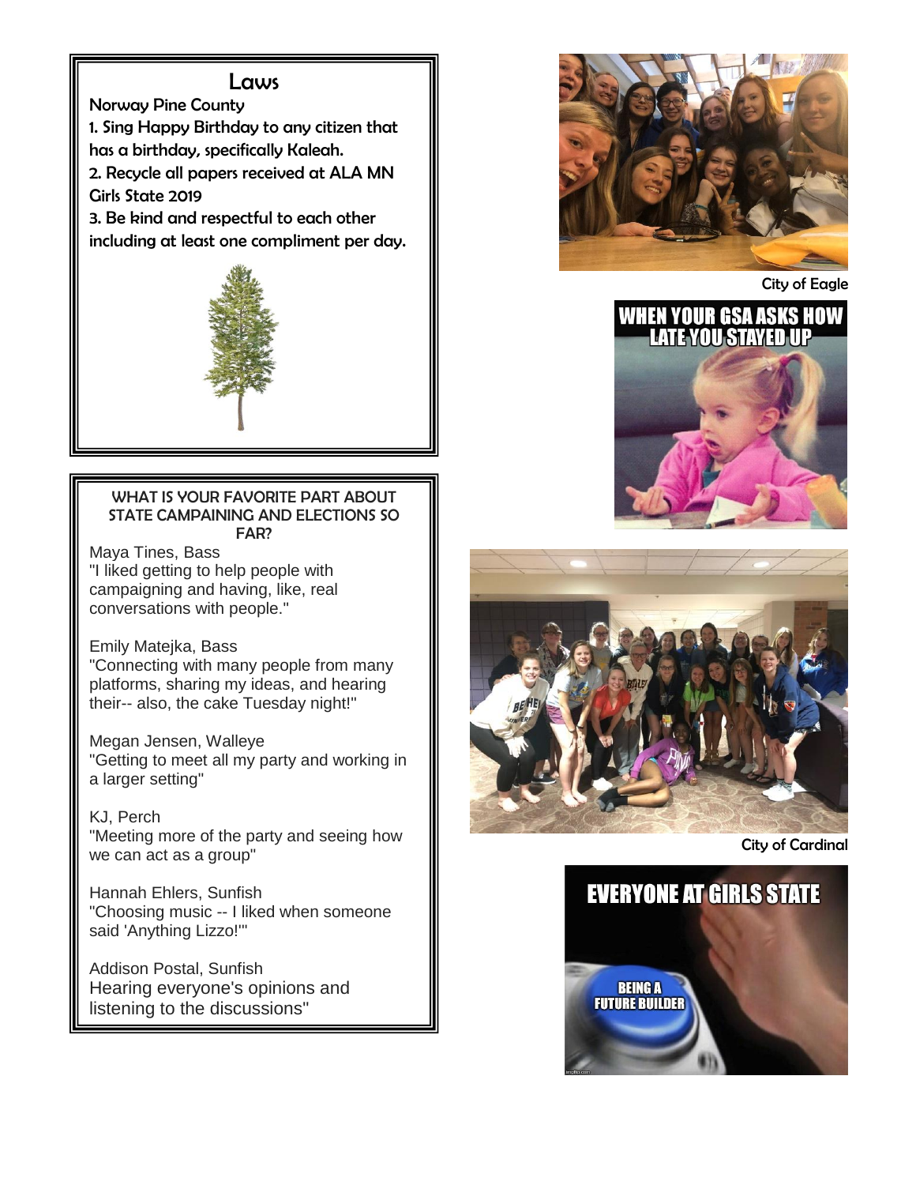## Laws

Norway Pine County

1. Sing Happy Birthday to any citizen that has a birthday, specifically Kaleah.
2. Recycle all papers received at ALA MN Girls State 2019
3. Be kind and respectful to each other including at least one compliment per day.

### WHAT IS YOUR FAVORITE PART ABOUT STATE CAMPAINING AND ELECTIONS SO FAR?

Maya Tines, Bass
"I liked getting to help people with campaigning and having, like, real conversations with people."

Emily Matejka, Bass
"Connecting with many people from many platforms, sharing my ideas, and hearing their-- also, the cake Tuesday night!"

Megan Jensen, Walleye
"Getting to meet all my party and working in a larger setting"

KJ, Perch
"Meeting more of the party and seeing how we can act as a group"

Hannah Ehlers, Sunfish
"Choosing music -- I liked when someone said 'Anything Lizzo!'"

Addison Postal, Sunfish
Hearing everyone's opinions and listening to the discussions"

City of Eagle

WHEN YOUR GSA ASKS HOW LATE YOU STAYED UP

City of Cardinal

EVERYONE AT GIRLS STATE

BEING A FUTURE BUILDER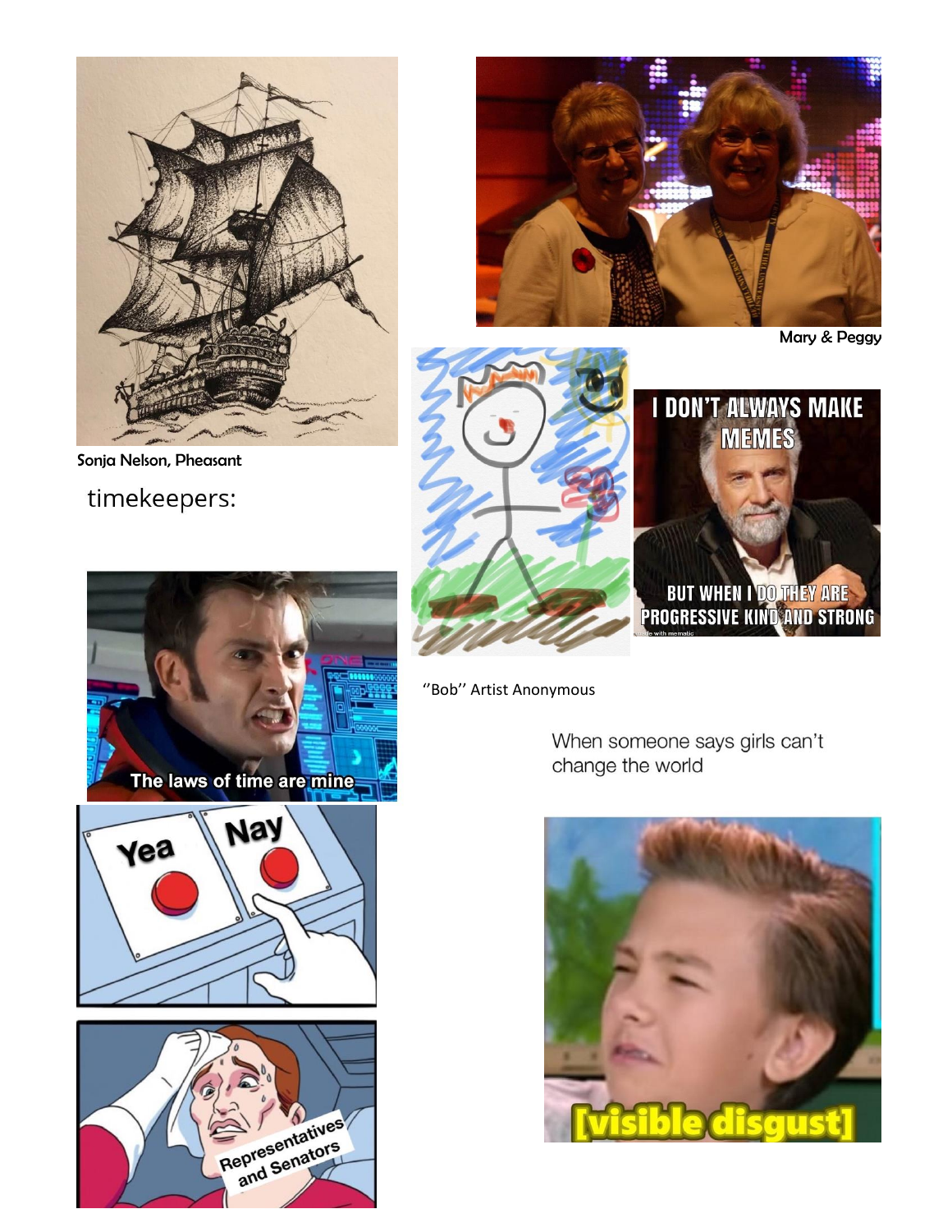Sonja Nelson, Pheasant

timekeepers:

Mary & Peggy

''Bob'' Artist Anonymous

When someone says girls can't change the world